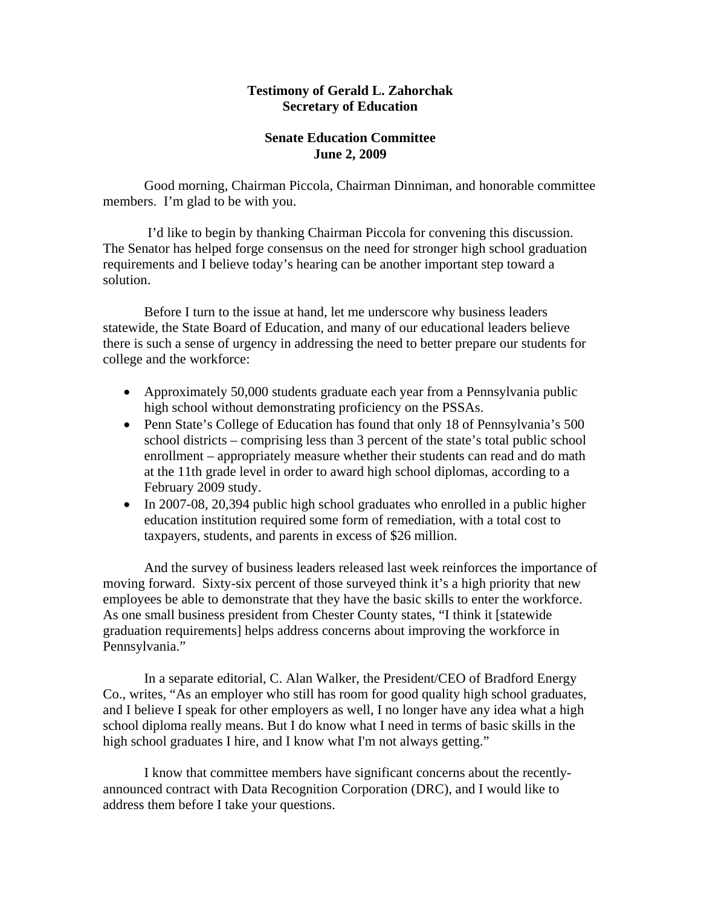**Testimony of Gerald L. Zahorchak**
**Secretary of Education**

**Senate Education Committee**
**June 2, 2009**

Good morning, Chairman Piccola, Chairman Dinniman, and honorable committee members. I'm glad to be with you.

I'd like to begin by thanking Chairman Piccola for convening this discussion. The Senator has helped forge consensus on the need for stronger high school graduation requirements and I believe today's hearing can be another important step toward a solution.

Before I turn to the issue at hand, let me underscore why business leaders statewide, the State Board of Education, and many of our educational leaders believe there is such a sense of urgency in addressing the need to better prepare our students for college and the workforce:

- Approximately 50,000 students graduate each year from a Pennsylvania public high school without demonstrating proficiency on the PSSAs.
- Penn State's College of Education has found that only 18 of Pennsylvania's 500 school districts – comprising less than 3 percent of the state's total public school enrollment – appropriately measure whether their students can read and do math at the 11th grade level in order to award high school diplomas, according to a February 2009 study.
- In 2007-08, 20,394 public high school graduates who enrolled in a public higher education institution required some form of remediation, with a total cost to taxpayers, students, and parents in excess of $26 million.

And the survey of business leaders released last week reinforces the importance of moving forward. Sixty-six percent of those surveyed think it's a high priority that new employees be able to demonstrate that they have the basic skills to enter the workforce. As one small business president from Chester County states, "I think it [statewide graduation requirements] helps address concerns about improving the workforce in Pennsylvania."

In a separate editorial, C. Alan Walker, the President/CEO of Bradford Energy Co., writes, "As an employer who still has room for good quality high school graduates, and I believe I speak for other employers as well, I no longer have any idea what a high school diploma really means. But I do know what I need in terms of basic skills in the high school graduates I hire, and I know what I'm not always getting."

I know that committee members have significant concerns about the recently-announced contract with Data Recognition Corporation (DRC), and I would like to address them before I take your questions.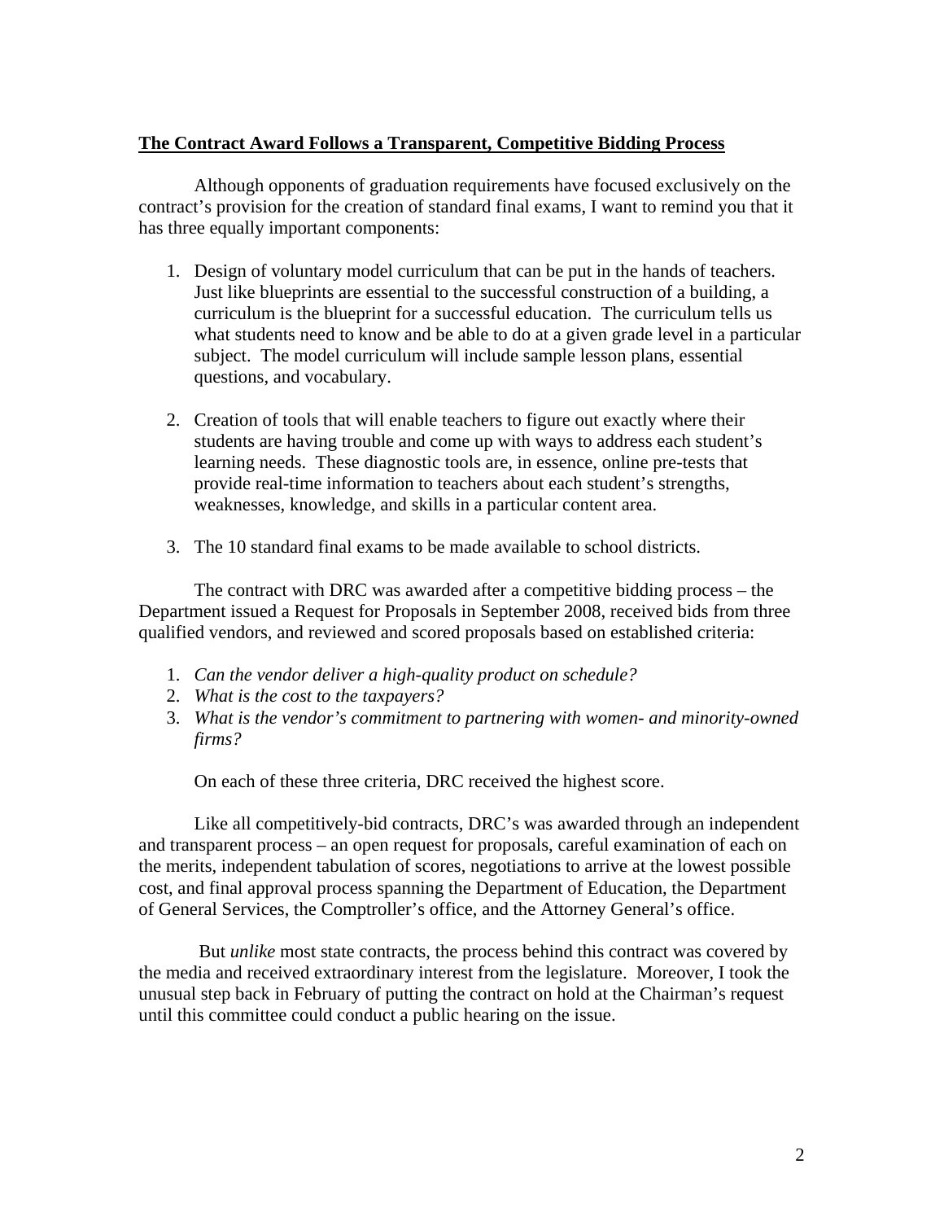**The Contract Award Follows a Transparent, Competitive Bidding Process**

Although opponents of graduation requirements have focused exclusively on the contract's provision for the creation of standard final exams, I want to remind you that it has three equally important components:

1. Design of voluntary model curriculum that can be put in the hands of teachers. Just like blueprints are essential to the successful construction of a building, a curriculum is the blueprint for a successful education. The curriculum tells us what students need to know and be able to do at a given grade level in a particular subject. The model curriculum will include sample lesson plans, essential questions, and vocabulary.

2. Creation of tools that will enable teachers to figure out exactly where their students are having trouble and come up with ways to address each student's learning needs. These diagnostic tools are, in essence, online pre-tests that provide real-time information to teachers about each student's strengths, weaknesses, knowledge, and skills in a particular content area.

3. The 10 standard final exams to be made available to school districts.

The contract with DRC was awarded after a competitive bidding process – the Department issued a Request for Proposals in September 2008, received bids from three qualified vendors, and reviewed and scored proposals based on established criteria:

1. *Can the vendor deliver a high-quality product on schedule?*
2. *What is the cost to the taxpayers?*
3. *What is the vendor's commitment to partnering with women- and minority-owned firms?*

On each of these three criteria, DRC received the highest score.

Like all competitively-bid contracts, DRC's was awarded through an independent and transparent process – an open request for proposals, careful examination of each on the merits, independent tabulation of scores, negotiations to arrive at the lowest possible cost, and final approval process spanning the Department of Education, the Department of General Services, the Comptroller's office, and the Attorney General's office.

But *unlike* most state contracts, the process behind this contract was covered by the media and received extraordinary interest from the legislature. Moreover, I took the unusual step back in February of putting the contract on hold at the Chairman's request until this committee could conduct a public hearing on the issue.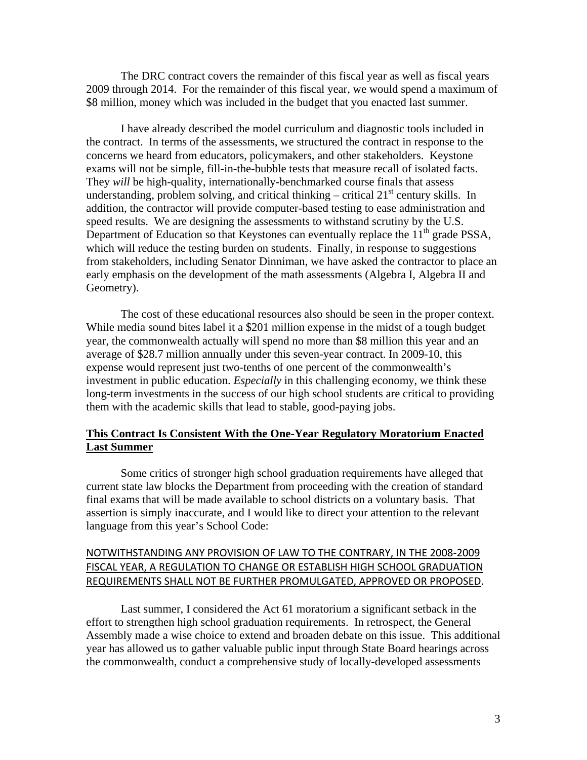The DRC contract covers the remainder of this fiscal year as well as fiscal years 2009 through 2014. For the remainder of this fiscal year, we would spend a maximum of $8 million, money which was included in the budget that you enacted last summer.

I have already described the model curriculum and diagnostic tools included in the contract. In terms of the assessments, we structured the contract in response to the concerns we heard from educators, policymakers, and other stakeholders. Keystone exams will not be simple, fill-in-the-bubble tests that measure recall of isolated facts. They *will* be high-quality, internationally-benchmarked course finals that assess understanding, problem solving, and critical thinking – critical 21st century skills. In addition, the contractor will provide computer-based testing to ease administration and speed results. We are designing the assessments to withstand scrutiny by the U.S. Department of Education so that Keystones can eventually replace the 11th grade PSSA, which will reduce the testing burden on students. Finally, in response to suggestions from stakeholders, including Senator Dinniman, we have asked the contractor to place an early emphasis on the development of the math assessments (Algebra I, Algebra II and Geometry).

The cost of these educational resources also should be seen in the proper context. While media sound bites label it a $201 million expense in the midst of a tough budget year, the commonwealth actually will spend no more than $8 million this year and an average of $28.7 million annually under this seven-year contract. In 2009-10, this expense would represent just two-tenths of one percent of the commonwealth's investment in public education. *Especially* in this challenging economy, we think these long-term investments in the success of our high school students are critical to providing them with the academic skills that lead to stable, good-paying jobs.

**<u>This Contract Is Consistent With the One-Year Regulatory Moratorium Enacted Last Summer</u>**

Some critics of stronger high school graduation requirements have alleged that current state law blocks the Department from proceeding with the creation of standard final exams that will be made available to school districts on a voluntary basis. That assertion is simply inaccurate, and I would like to direct your attention to the relevant language from this year's School Code:

<u>NOTWITHSTANDING ANY PROVISION OF LAW TO THE CONTRARY, IN THE 2008-2009 FISCAL YEAR, A REGULATION TO CHANGE OR ESTABLISH HIGH SCHOOL GRADUATION REQUIREMENTS SHALL NOT BE FURTHER PROMULGATED, APPROVED OR PROPOSED</u>.

Last summer, I considered the Act 61 moratorium a significant setback in the effort to strengthen high school graduation requirements. In retrospect, the General Assembly made a wise choice to extend and broaden debate on this issue. This additional year has allowed us to gather valuable public input through State Board hearings across the commonwealth, conduct a comprehensive study of locally-developed assessments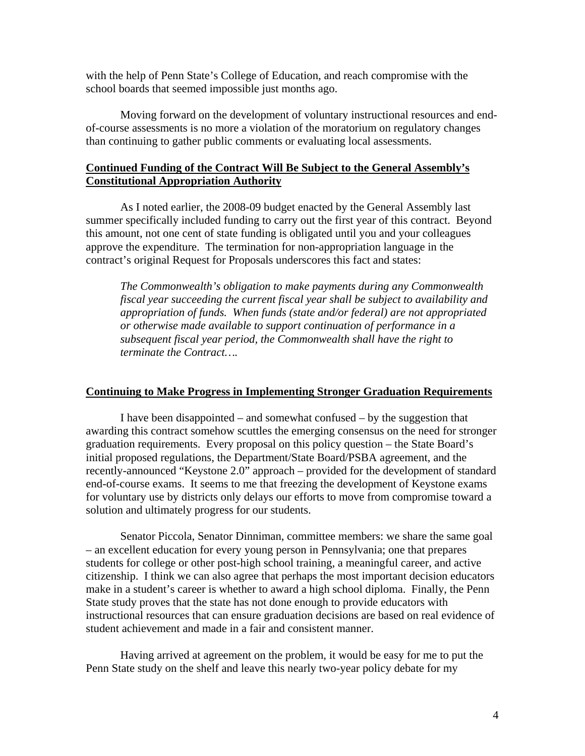with the help of Penn State's College of Education, and reach compromise with the school boards that seemed impossible just months ago.

Moving forward on the development of voluntary instructional resources and end-of-course assessments is no more a violation of the moratorium on regulatory changes than continuing to gather public comments or evaluating local assessments.

**Continued Funding of the Contract Will Be Subject to the General Assembly's Constitutional Appropriation Authority**

As I noted earlier, the 2008-09 budget enacted by the General Assembly last summer specifically included funding to carry out the first year of this contract. Beyond this amount, not one cent of state funding is obligated until you and your colleagues approve the expenditure. The termination for non-appropriation language in the contract's original Request for Proposals underscores this fact and states:

> *The Commonwealth's obligation to make payments during any Commonwealth fiscal year succeeding the current fiscal year shall be subject to availability and appropriation of funds. When funds (state and/or federal) are not appropriated or otherwise made available to support continuation of performance in a subsequent fiscal year period, the Commonwealth shall have the right to terminate the Contract….*

**Continuing to Make Progress in Implementing Stronger Graduation Requirements**

I have been disappointed – and somewhat confused – by the suggestion that awarding this contract somehow scuttles the emerging consensus on the need for stronger graduation requirements. Every proposal on this policy question – the State Board's initial proposed regulations, the Department/State Board/PSBA agreement, and the recently-announced "Keystone 2.0" approach – provided for the development of standard end-of-course exams. It seems to me that freezing the development of Keystone exams for voluntary use by districts only delays our efforts to move from compromise toward a solution and ultimately progress for our students.

Senator Piccola, Senator Dinniman, committee members: we share the same goal – an excellent education for every young person in Pennsylvania; one that prepares students for college or other post-high school training, a meaningful career, and active citizenship. I think we can also agree that perhaps the most important decision educators make in a student's career is whether to award a high school diploma. Finally, the Penn State study proves that the state has not done enough to provide educators with instructional resources that can ensure graduation decisions are based on real evidence of student achievement and made in a fair and consistent manner.

Having arrived at agreement on the problem, it would be easy for me to put the Penn State study on the shelf and leave this nearly two-year policy debate for my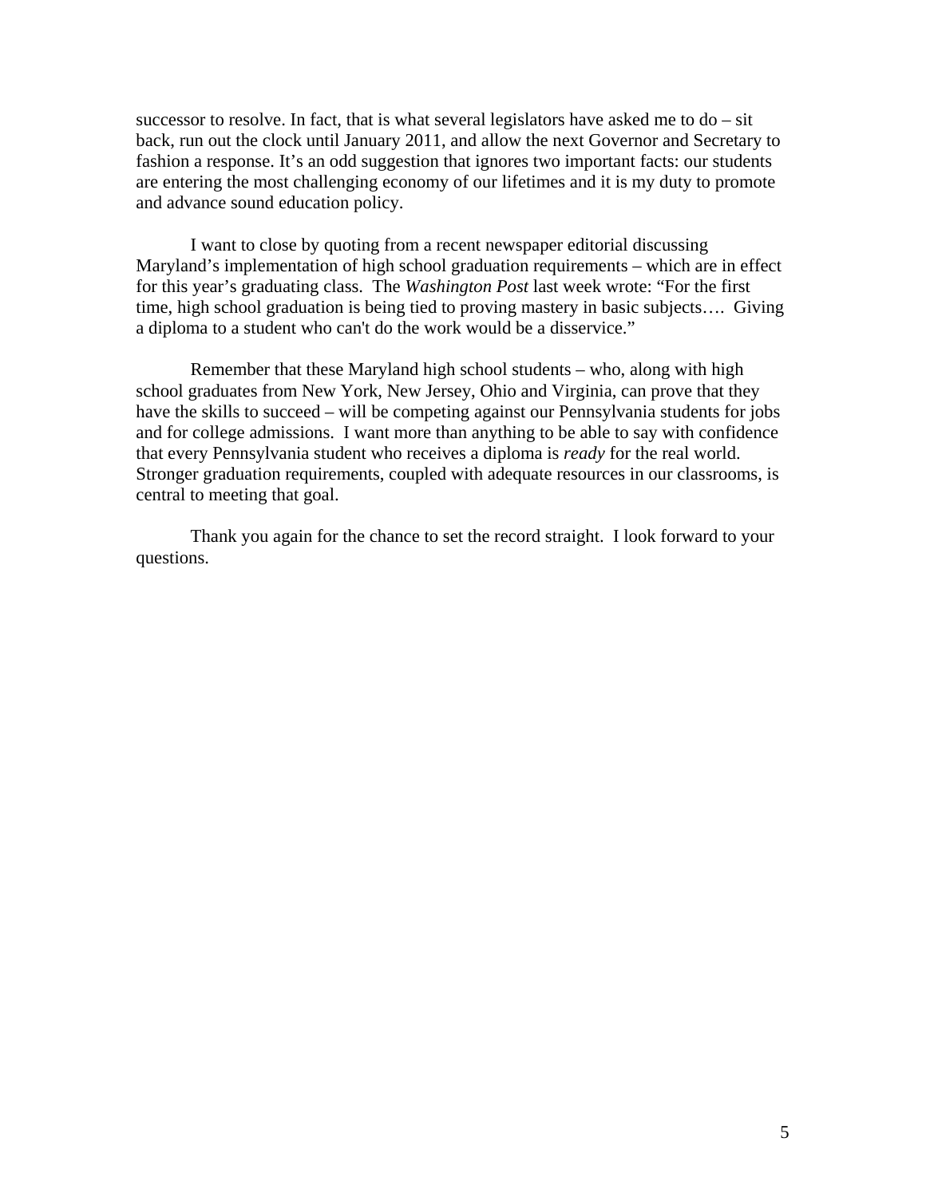successor to resolve. In fact, that is what several legislators have asked me to do – sit back, run out the clock until January 2011, and allow the next Governor and Secretary to fashion a response. It's an odd suggestion that ignores two important facts: our students are entering the most challenging economy of our lifetimes and it is my duty to promote and advance sound education policy.

I want to close by quoting from a recent newspaper editorial discussing Maryland's implementation of high school graduation requirements – which are in effect for this year's graduating class. The *Washington Post* last week wrote: "For the first time, high school graduation is being tied to proving mastery in basic subjects…. Giving a diploma to a student who can't do the work would be a disservice."

Remember that these Maryland high school students – who, along with high school graduates from New York, New Jersey, Ohio and Virginia, can prove that they have the skills to succeed – will be competing against our Pennsylvania students for jobs and for college admissions. I want more than anything to be able to say with confidence that every Pennsylvania student who receives a diploma is *ready* for the real world. Stronger graduation requirements, coupled with adequate resources in our classrooms, is central to meeting that goal.

Thank you again for the chance to set the record straight. I look forward to your questions.